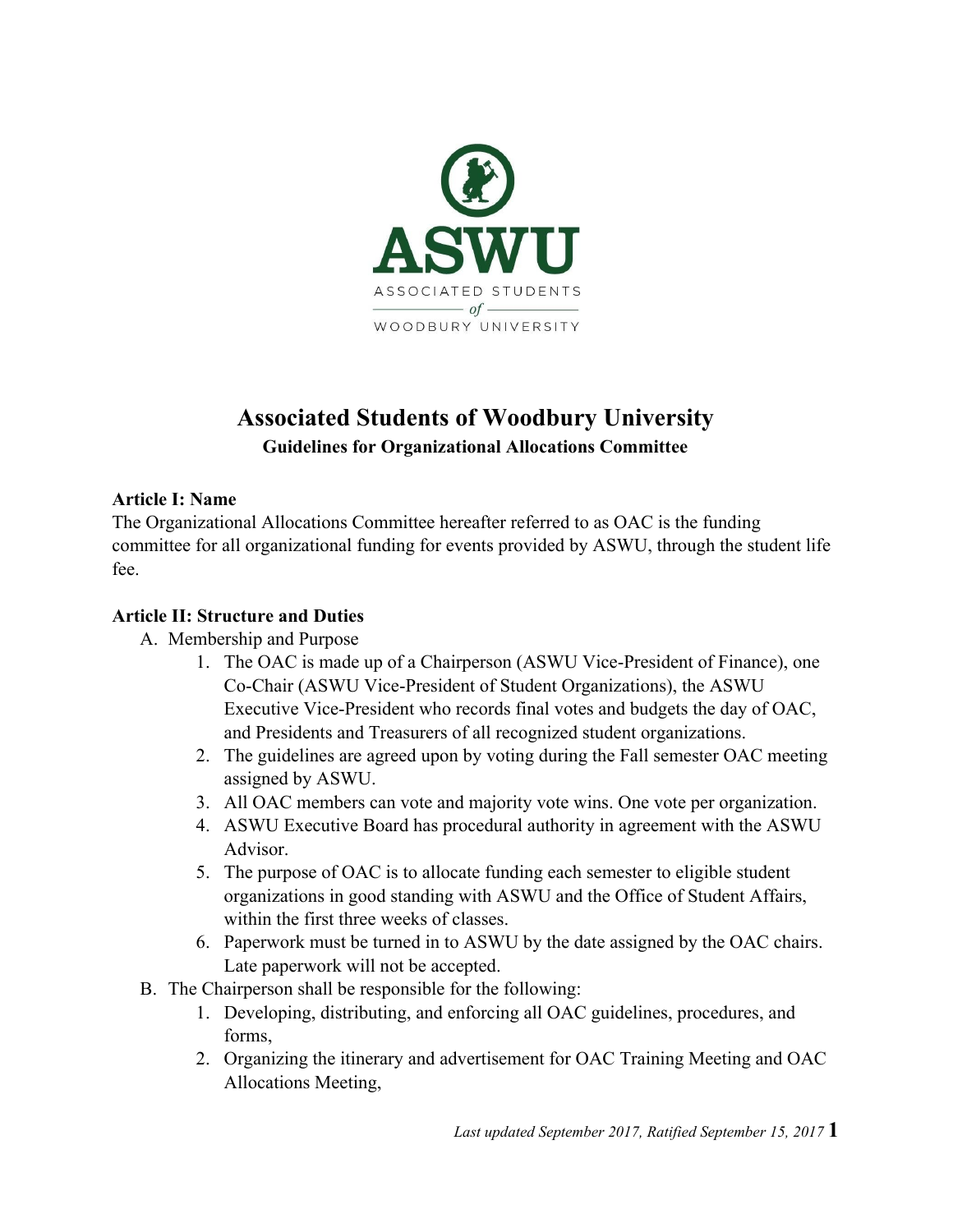# Associated Students of Woodbury University

## Guidelines for Organizational Allocations Committee

**Article I: Name**

The Organizational Allocations Committee hereafter referred to as OAC is the funding committee for all organizational funding for events provided by ASWU, through the student life fee.

**Article II: Structure and Duties**

A. Membership and Purpose
   1. The OAC is made up of a Chairperson (ASWU Vice-President of Finance), one Co-Chair (ASWU Vice-President of Student Organizations), the ASWU Executive Vice-President who records final votes and budgets the day of OAC, and Presidents and Treasurers of all recognized student organizations.
   2. The guidelines are agreed upon by voting during the Fall semester OAC meeting assigned by ASWU.
   3. All OAC members can vote and majority vote wins. One vote per organization.
   4. ASWU Executive Board has procedural authority in agreement with the ASWU Advisor.
   5. The purpose of OAC is to allocate funding each semester to eligible student organizations in good standing with ASWU and the Office of Student Affairs, within the first three weeks of classes.
   6. Paperwork must be turned in to ASWU by the date assigned by the OAC chairs. Late paperwork will not be accepted.

B. The Chairperson shall be responsible for the following:
   1. Developing, distributing, and enforcing all OAC guidelines, procedures, and forms,
   2. Organizing the itinerary and advertisement for OAC Training Meeting and OAC Allocations Meeting,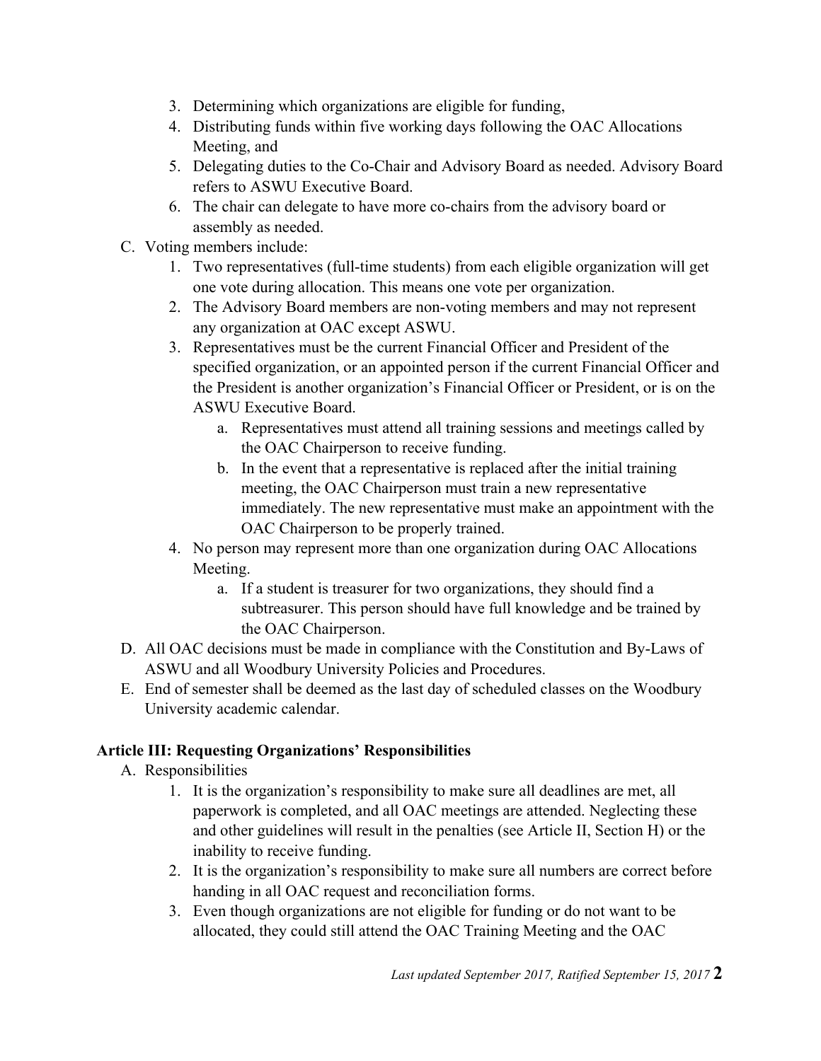3. Determining which organizations are eligible for funding,
4. Distributing funds within five working days following the OAC Allocations Meeting, and
5. Delegating duties to the Co-Chair and Advisory Board as needed. Advisory Board refers to ASWU Executive Board.
6. The chair can delegate to have more co-chairs from the advisory board or assembly as needed.

C. Voting members include:
   1. Two representatives (full-time students) from each eligible organization will get one vote during allocation. This means one vote per organization.
   2. The Advisory Board members are non-voting members and may not represent any organization at OAC except ASWU.
   3. Representatives must be the current Financial Officer and President of the specified organization, or an appointed person if the current Financial Officer and the President is another organization's Financial Officer or President, or is on the ASWU Executive Board.
      a. Representatives must attend all training sessions and meetings called by the OAC Chairperson to receive funding.
      b. In the event that a representative is replaced after the initial training meeting, the OAC Chairperson must train a new representative immediately. The new representative must make an appointment with the OAC Chairperson to be properly trained.
   4. No person may represent more than one organization during OAC Allocations Meeting.
      a. If a student is treasurer for two organizations, they should find a subtreasurer. This person should have full knowledge and be trained by the OAC Chairperson.

D. All OAC decisions must be made in compliance with the Constitution and By-Laws of ASWU and all Woodbury University Policies and Procedures.

E. End of semester shall be deemed as the last day of scheduled classes on the Woodbury University academic calendar.

## Article III: Requesting Organizations' Responsibilities

A. Responsibilities
   1. It is the organization's responsibility to make sure all deadlines are met, all paperwork is completed, and all OAC meetings are attended. Neglecting these and other guidelines will result in the penalties (see Article II, Section H) or the inability to receive funding.
   2. It is the organization's responsibility to make sure all numbers are correct before handing in all OAC request and reconciliation forms.
   3. Even though organizations are not eligible for funding or do not want to be allocated, they could still attend the OAC Training Meeting and the OAC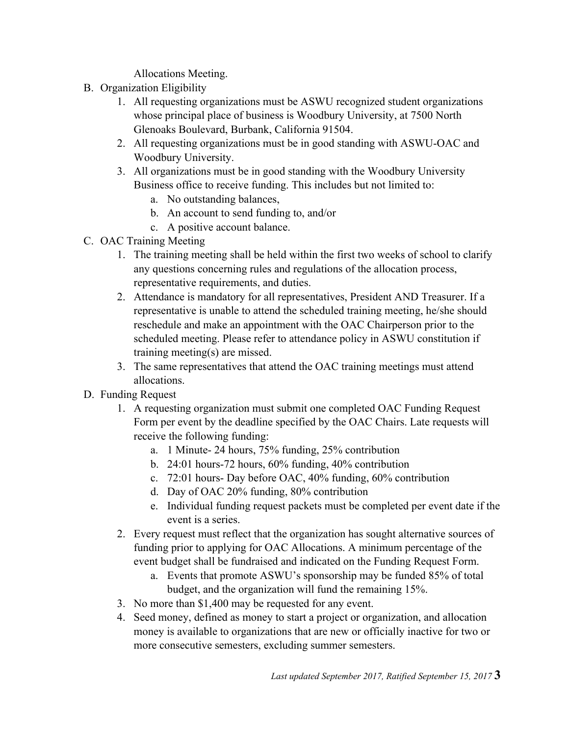Allocations Meeting.

B. Organization Eligibility
    1. All requesting organizations must be ASWU recognized student organizations whose principal place of business is Woodbury University, at 7500 North Glenoaks Boulevard, Burbank, California 91504.
    2. All requesting organizations must be in good standing with ASWU-OAC and Woodbury University.
    3. All organizations must be in good standing with the Woodbury University Business office to receive funding. This includes but not limited to:
        a. No outstanding balances,
        b. An account to send funding to, and/or
        c. A positive account balance.

C. OAC Training Meeting
    1. The training meeting shall be held within the first two weeks of school to clarify any questions concerning rules and regulations of the allocation process, representative requirements, and duties.
    2. Attendance is mandatory for all representatives, President AND Treasurer. If a representative is unable to attend the scheduled training meeting, he/she should reschedule and make an appointment with the OAC Chairperson prior to the scheduled meeting. Please refer to attendance policy in ASWU constitution if training meeting(s) are missed.
    3. The same representatives that attend the OAC training meetings must attend allocations.

D. Funding Request
    1. A requesting organization must submit one completed OAC Funding Request Form per event by the deadline specified by the OAC Chairs. Late requests will receive the following funding:
        a. 1 Minute- 24 hours, 75% funding, 25% contribution
        b. 24:01 hours-72 hours, 60% funding, 40% contribution
        c. 72:01 hours- Day before OAC, 40% funding, 60% contribution
        d. Day of OAC 20% funding, 80% contribution
        e. Individual funding request packets must be completed per event date if the event is a series.
    2. Every request must reflect that the organization has sought alternative sources of funding prior to applying for OAC Allocations. A minimum percentage of the event budget shall be fundraised and indicated on the Funding Request Form.
        a. Events that promote ASWU's sponsorship may be funded 85% of total budget, and the organization will fund the remaining 15%.
    3. No more than $1,400 may be requested for any event.
    4. Seed money, defined as money to start a project or organization, and allocation money is available to organizations that are new or officially inactive for two or more consecutive semesters, excluding summer semesters.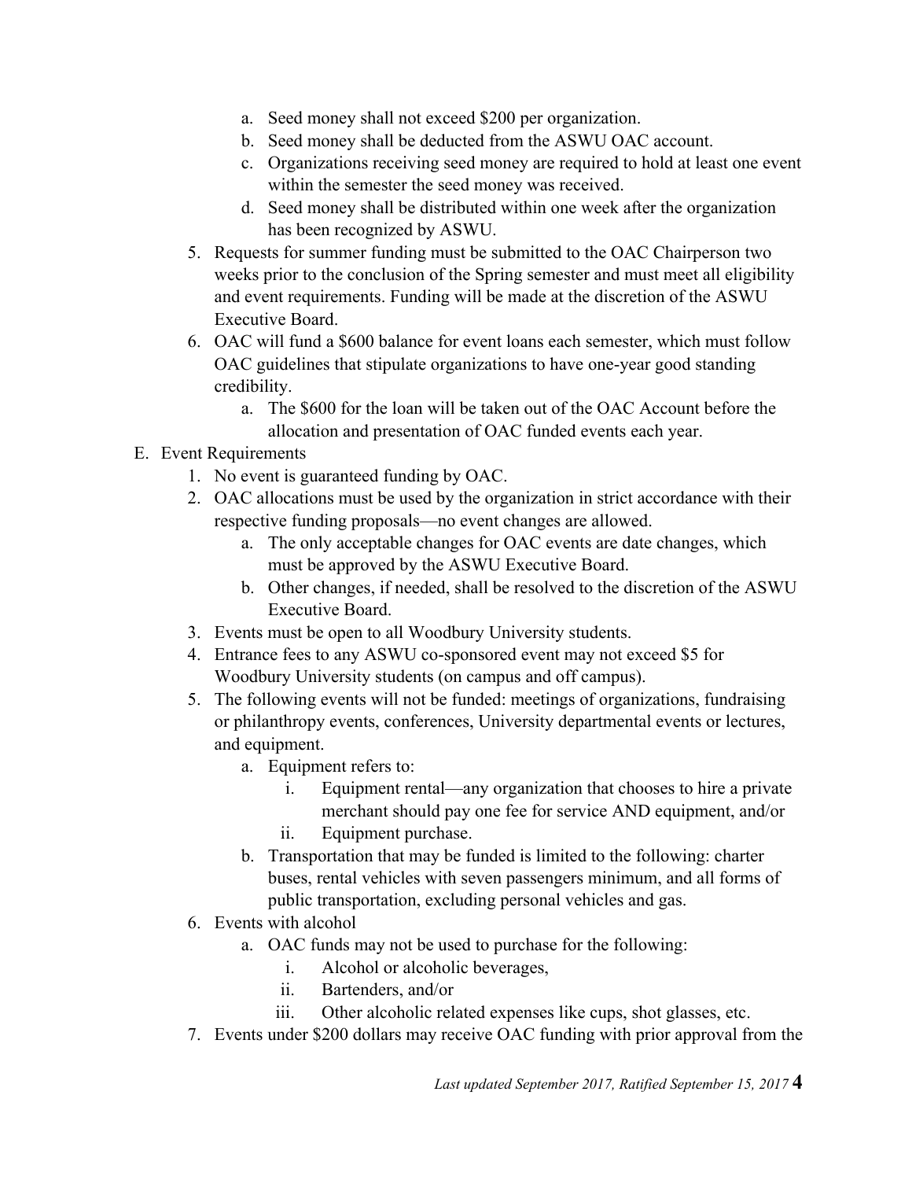a. Seed money shall not exceed $200 per organization.
   b. Seed money shall be deducted from the ASWU OAC account.
   c. Organizations receiving seed money are required to hold at least one event within the semester the seed money was received.
   d. Seed money shall be distributed within one week after the organization has been recognized by ASWU.
5. Requests for summer funding must be submitted to the OAC Chairperson two weeks prior to the conclusion of the Spring semester and must meet all eligibility and event requirements. Funding will be made at the discretion of the ASWU Executive Board.
6. OAC will fund a $600 balance for event loans each semester, which must follow OAC guidelines that stipulate organizations to have one-year good standing credibility.
   a. The $600 for the loan will be taken out of the OAC Account before the allocation and presentation of OAC funded events each year.

E. Event Requirements
1. No event is guaranteed funding by OAC.
2. OAC allocations must be used by the organization in strict accordance with their respective funding proposals—no event changes are allowed.
   a. The only acceptable changes for OAC events are date changes, which must be approved by the ASWU Executive Board.
   b. Other changes, if needed, shall be resolved to the discretion of the ASWU Executive Board.
3. Events must be open to all Woodbury University students.
4. Entrance fees to any ASWU co-sponsored event may not exceed $5 for Woodbury University students (on campus and off campus).
5. The following events will not be funded: meetings of organizations, fundraising or philanthropy events, conferences, University departmental events or lectures, and equipment.
   a. Equipment refers to:
      i. Equipment rental—any organization that chooses to hire a private merchant should pay one fee for service AND equipment, and/or
      ii. Equipment purchase.
   b. Transportation that may be funded is limited to the following: charter buses, rental vehicles with seven passengers minimum, and all forms of public transportation, excluding personal vehicles and gas.
6. Events with alcohol
   a. OAC funds may not be used to purchase for the following:
      i. Alcohol or alcoholic beverages,
      ii. Bartenders, and/or
      iii. Other alcoholic related expenses like cups, shot glasses, etc.
7. Events under $200 dollars may receive OAC funding with prior approval from the

*Last updated September 2017, Ratified September 15, 2017*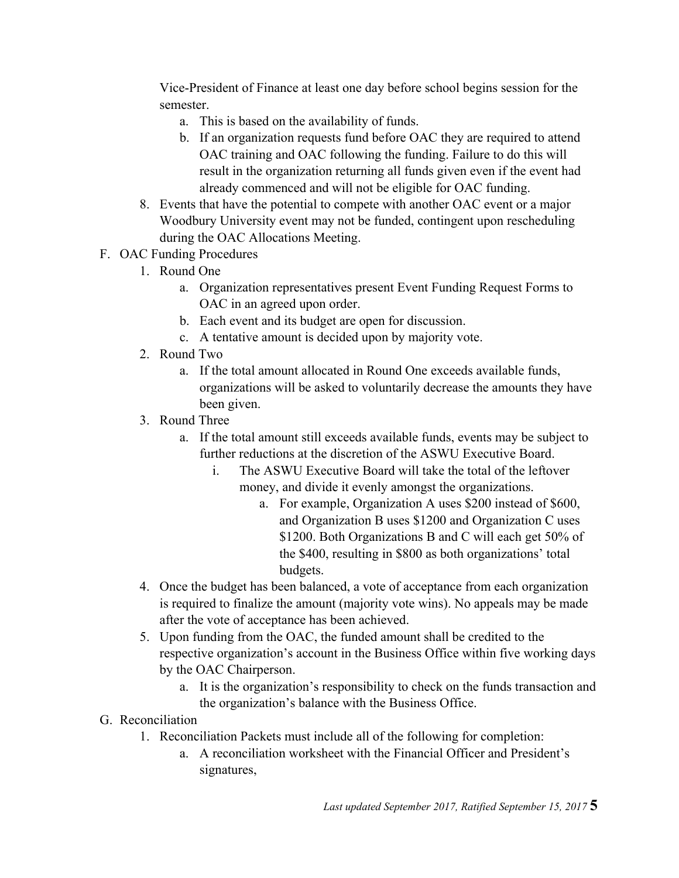Vice-President of Finance at least one day before school begins session for the semester.

   a. This is based on the availability of funds.
   b. If an organization requests fund before OAC they are required to attend OAC training and OAC following the funding. Failure to do this will result in the organization returning all funds given even if the event had already commenced and will not be eligible for OAC funding.

8. Events that have the potential to compete with another OAC event or a major Woodbury University event may not be funded, contingent upon rescheduling during the OAC Allocations Meeting.

F. OAC Funding Procedures

   1. Round One
      a. Organization representatives present Event Funding Request Forms to OAC in an agreed upon order.
      b. Each event and its budget are open for discussion.
      c. A tentative amount is decided upon by majority vote.
   2. Round Two
      a. If the total amount allocated in Round One exceeds available funds, organizations will be asked to voluntarily decrease the amounts they have been given.
   3. Round Three
      a. If the total amount still exceeds available funds, events may be subject to further reductions at the discretion of the ASWU Executive Board.
         i. The ASWU Executive Board will take the total of the leftover money, and divide it evenly amongst the organizations.
            a. For example, Organization A uses $200 instead of $600, and Organization B uses $1200 and Organization C uses $1200. Both Organizations B and C will each get 50% of the $400, resulting in $800 as both organizations' total budgets.
   4. Once the budget has been balanced, a vote of acceptance from each organization is required to finalize the amount (majority vote wins). No appeals may be made after the vote of acceptance has been achieved.
   5. Upon funding from the OAC, the funded amount shall be credited to the respective organization's account in the Business Office within five working days by the OAC Chairperson.
      a. It is the organization's responsibility to check on the funds transaction and the organization's balance with the Business Office.

G. Reconciliation

   1. Reconciliation Packets must include all of the following for completion:
      a. A reconciliation worksheet with the Financial Officer and President's signatures,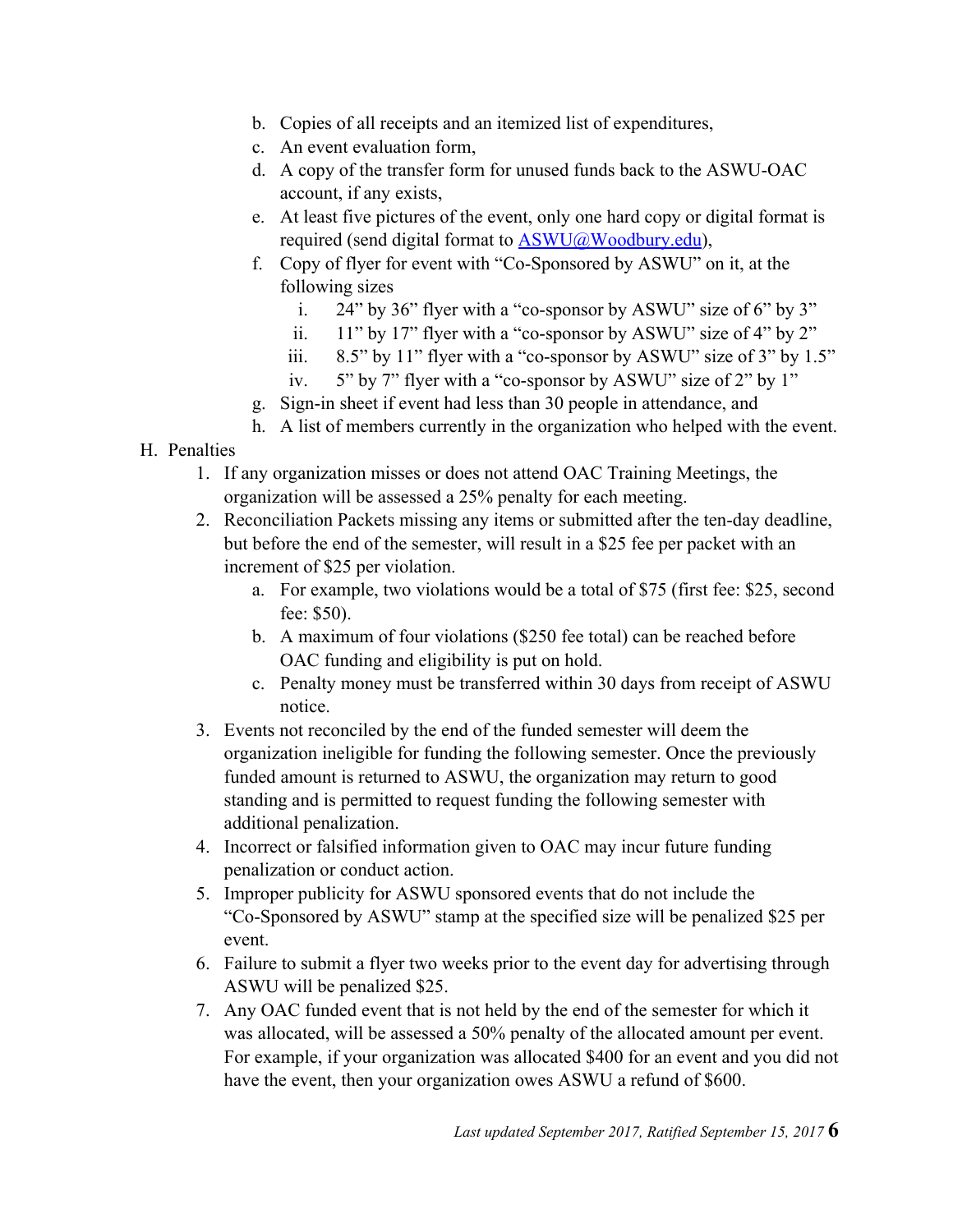b. Copies of all receipts and an itemized list of expenditures,
c. An event evaluation form,
d. A copy of the transfer form for unused funds back to the ASWU-OAC account, if any exists,
e. At least five pictures of the event, only one hard copy or digital format is required (send digital format to ASWU@Woodbury.edu),
f. Copy of flyer for event with "Co-Sponsored by ASWU" on it, at the following sizes
   i. 24" by 36" flyer with a "co-sponsor by ASWU" size of 6" by 3"
   ii. 11" by 17" flyer with a "co-sponsor by ASWU" size of 4" by 2"
   iii. 8.5" by 11" flyer with a "co-sponsor by ASWU" size of 3" by 1.5"
   iv. 5" by 7" flyer with a "co-sponsor by ASWU" size of 2" by 1"
g. Sign-in sheet if event had less than 30 people in attendance, and
h. A list of members currently in the organization who helped with the event.

H. Penalties

1. If any organization misses or does not attend OAC Training Meetings, the organization will be assessed a 25% penalty for each meeting.
2. Reconciliation Packets missing any items or submitted after the ten-day deadline, but before the end of the semester, will result in a $25 fee per packet with an increment of $25 per violation.
   a. For example, two violations would be a total of $75 (first fee: $25, second fee: $50).
   b. A maximum of four violations ($250 fee total) can be reached before OAC funding and eligibility is put on hold.
   c. Penalty money must be transferred within 30 days from receipt of ASWU notice.
3. Events not reconciled by the end of the funded semester will deem the organization ineligible for funding the following semester. Once the previously funded amount is returned to ASWU, the organization may return to good standing and is permitted to request funding the following semester with additional penalization.
4. Incorrect or falsified information given to OAC may incur future funding penalization or conduct action.
5. Improper publicity for ASWU sponsored events that do not include the "Co-Sponsored by ASWU" stamp at the specified size will be penalized $25 per event.
6. Failure to submit a flyer two weeks prior to the event day for advertising through ASWU will be penalized $25.
7. Any OAC funded event that is not held by the end of the semester for which it was allocated, will be assessed a 50% penalty of the allocated amount per event. For example, if your organization was allocated $400 for an event and you did not have the event, then your organization owes ASWU a refund of $600.

*Last updated September 2017, Ratified September 15, 2017*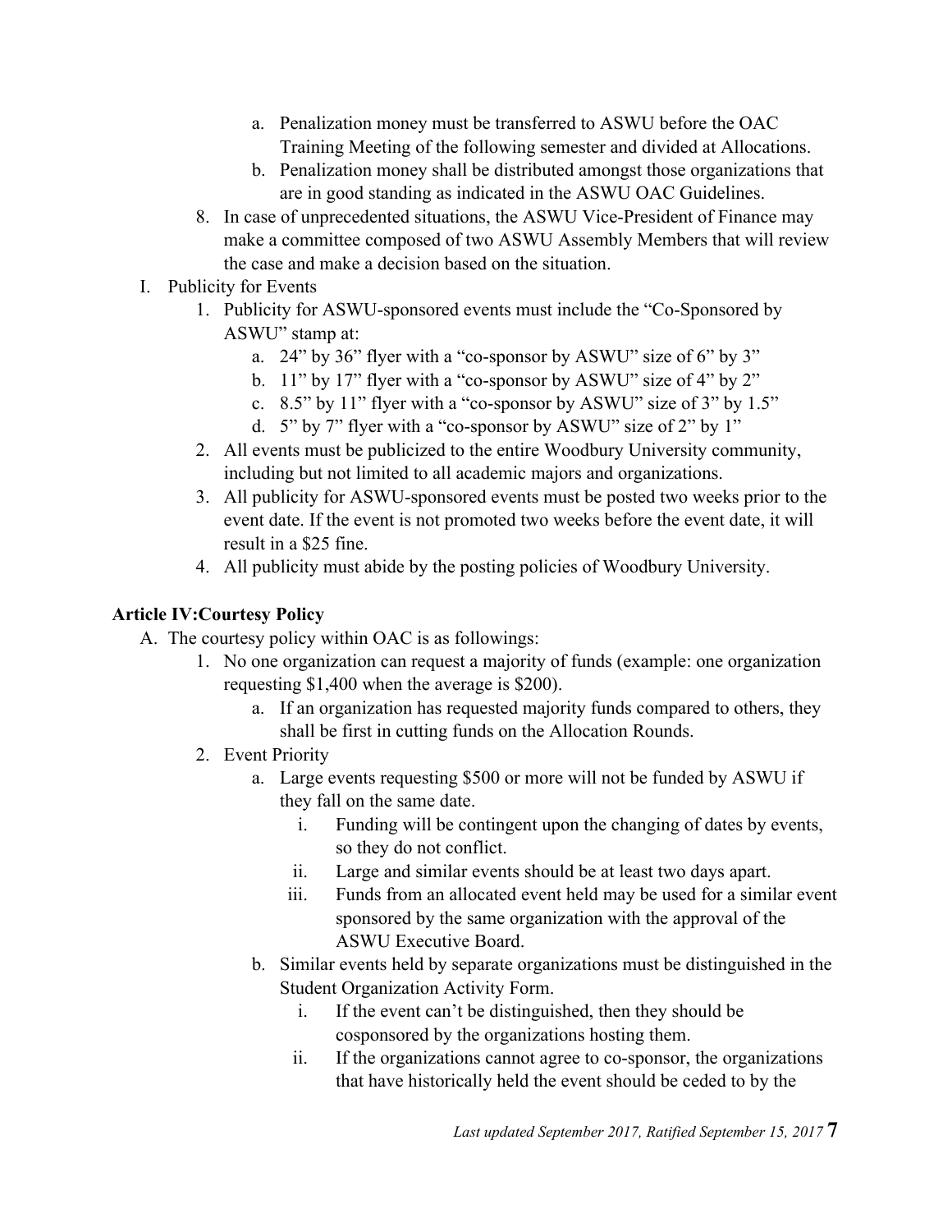a. Penalization money must be transferred to ASWU before the OAC Training Meeting of the following semester and divided at Allocations.
b. Penalization money shall be distributed amongst those organizations that are in good standing as indicated in the ASWU OAC Guidelines.

8. In case of unprecedented situations, the ASWU Vice-President of Finance may make a committee composed of two ASWU Assembly Members that will review the case and make a decision based on the situation.

I. Publicity for Events
   1. Publicity for ASWU-sponsored events must include the "Co-Sponsored by ASWU" stamp at:
      a. 24" by 36" flyer with a "co-sponsor by ASWU" size of 6" by 3"
      b. 11" by 17" flyer with a "co-sponsor by ASWU" size of 4" by 2"
      c. 8.5" by 11" flyer with a "co-sponsor by ASWU" size of 3" by 1.5"
      d. 5" by 7" flyer with a "co-sponsor by ASWU" size of 2" by 1"
   2. All events must be publicized to the entire Woodbury University community, including but not limited to all academic majors and organizations.
   3. All publicity for ASWU-sponsored events must be posted two weeks prior to the event date. If the event is not promoted two weeks before the event date, it will result in a $25 fine.
   4. All publicity must abide by the posting policies of Woodbury University.

**Article IV:Courtesy Policy**

A. The courtesy policy within OAC is as followings:
   1. No one organization can request a majority of funds (example: one organization requesting $1,400 when the average is $200).
      a. If an organization has requested majority funds compared to others, they shall be first in cutting funds on the Allocation Rounds.
   2. Event Priority
      a. Large events requesting $500 or more will not be funded by ASWU if they fall on the same date.
         i. Funding will be contingent upon the changing of dates by events, so they do not conflict.
         ii. Large and similar events should be at least two days apart.
         iii. Funds from an allocated event held may be used for a similar event sponsored by the same organization with the approval of the ASWU Executive Board.
      b. Similar events held by separate organizations must be distinguished in the Student Organization Activity Form.
         i. If the event can't be distinguished, then they should be cosponsored by the organizations hosting them.
         ii. If the organizations cannot agree to co-sponsor, the organizations that have historically held the event should be ceded to by the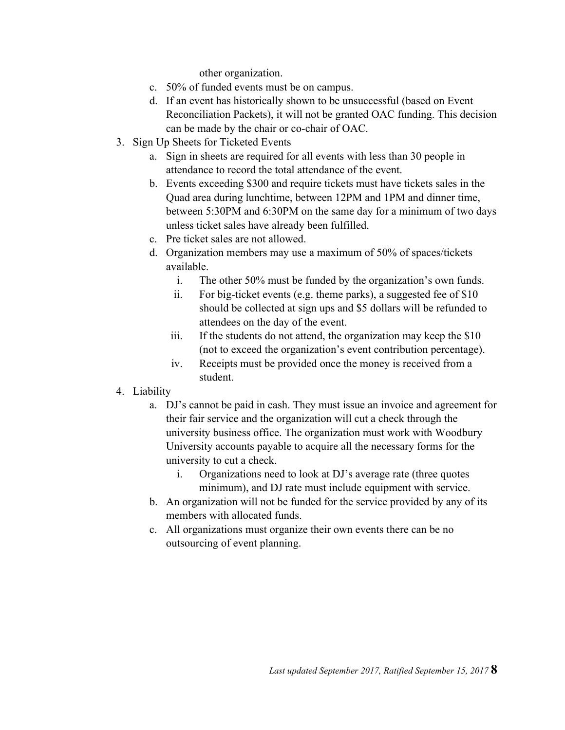other organization.

   c. 50% of funded events must be on campus.
   d. If an event has historically shown to be unsuccessful (based on Event Reconciliation Packets), it will not be granted OAC funding. This decision can be made by the chair or co-chair of OAC.

3. Sign Up Sheets for Ticketed Events
   a. Sign in sheets are required for all events with less than 30 people in attendance to record the total attendance of the event.
   b. Events exceeding $300 and require tickets must have tickets sales in the Quad area during lunchtime, between 12PM and 1PM and dinner time, between 5:30PM and 6:30PM on the same day for a minimum of two days unless ticket sales have already been fulfilled.
   c. Pre ticket sales are not allowed.
   d. Organization members may use a maximum of 50% of spaces/tickets available.
      i. The other 50% must be funded by the organization's own funds.
      ii. For big-ticket events (e.g. theme parks), a suggested fee of $10 should be collected at sign ups and $5 dollars will be refunded to attendees on the day of the event.
      iii. If the students do not attend, the organization may keep the $10 (not to exceed the organization's event contribution percentage).
      iv. Receipts must be provided once the money is received from a student.

4. Liability
   a. DJ's cannot be paid in cash. They must issue an invoice and agreement for their fair service and the organization will cut a check through the university business office. The organization must work with Woodbury University accounts payable to acquire all the necessary forms for the university to cut a check.
      i. Organizations need to look at DJ's average rate (three quotes minimum), and DJ rate must include equipment with service.
   b. An organization will not be funded for the service provided by any of its members with allocated funds.
   c. All organizations must organize their own events there can be no outsourcing of event planning.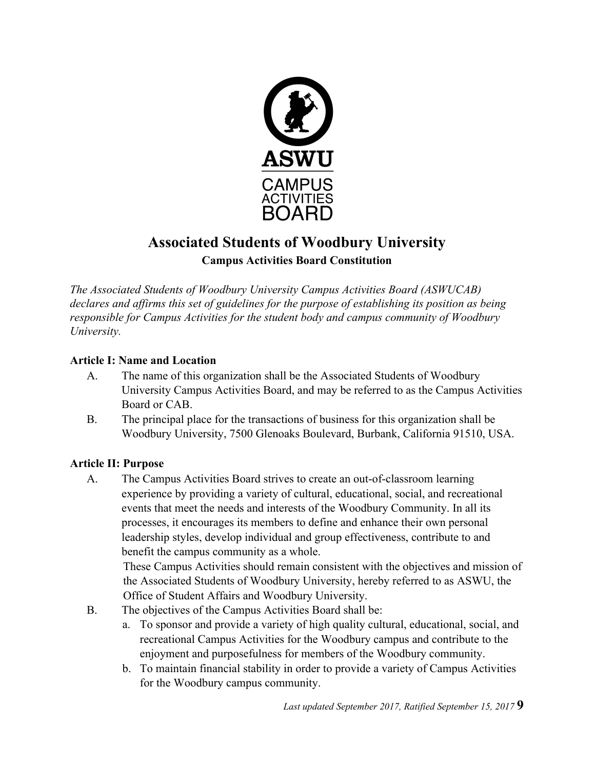# Associated Students of Woodbury University

### Campus Activities Board Constitution

*The Associated Students of Woodbury University Campus Activities Board (ASWUCAB) declares and affirms this set of guidelines for the purpose of establishing its position as being responsible for Campus Activities for the student body and campus community of Woodbury University.*

**Article I: Name and Location**

A. The name of this organization shall be the Associated Students of Woodbury University Campus Activities Board, and may be referred to as the Campus Activities Board or CAB.

B. The principal place for the transactions of business for this organization shall be Woodbury University, 7500 Glenoaks Boulevard, Burbank, California 91510, USA.

**Article II: Purpose**

A. The Campus Activities Board strives to create an out-of-classroom learning experience by providing a variety of cultural, educational, social, and recreational events that meet the needs and interests of the Woodbury Community. In all its processes, it encourages its members to define and enhance their own personal leadership styles, develop individual and group effectiveness, contribute to and benefit the campus community as a whole.

   These Campus Activities should remain consistent with the objectives and mission of the Associated Students of Woodbury University, hereby referred to as ASWU, the Office of Student Affairs and Woodbury University.

B. The objectives of the Campus Activities Board shall be:

   a. To sponsor and provide a variety of high quality cultural, educational, social, and recreational Campus Activities for the Woodbury campus and contribute to the enjoyment and purposefulness for members of the Woodbury community.

   b. To maintain financial stability in order to provide a variety of Campus Activities for the Woodbury campus community.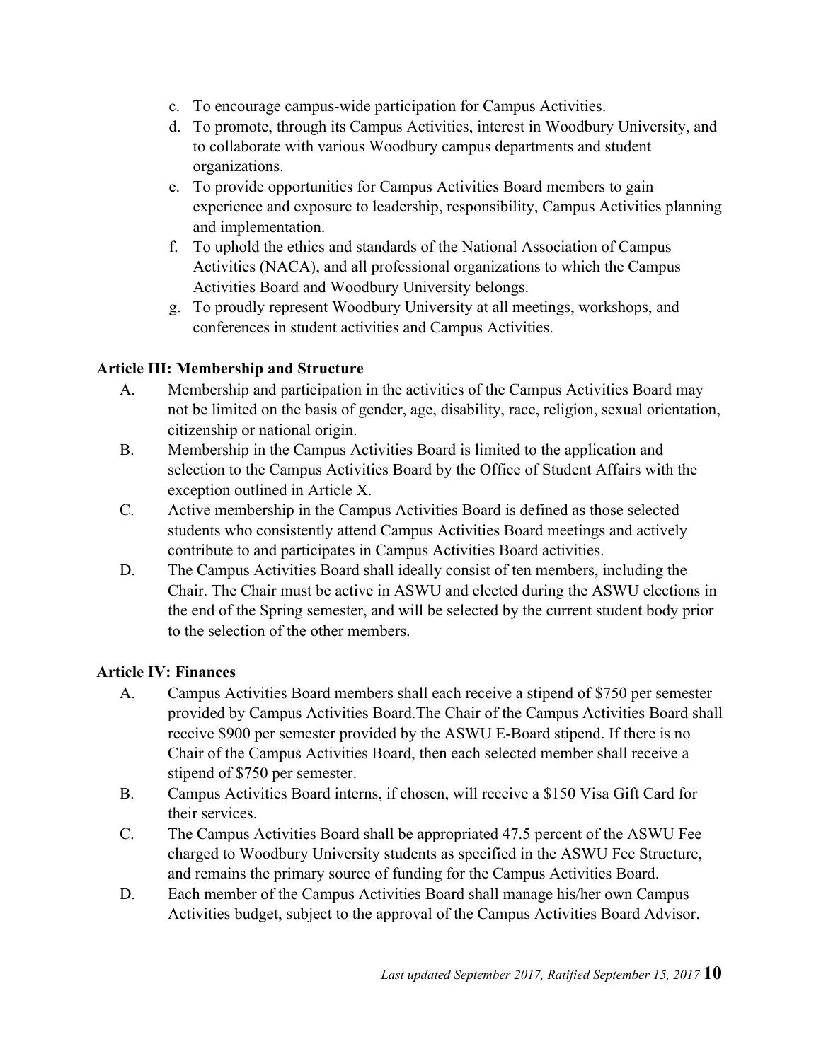c. To encourage campus-wide participation for Campus Activities.
d. To promote, through its Campus Activities, interest in Woodbury University, and to collaborate with various Woodbury campus departments and student organizations.
e. To provide opportunities for Campus Activities Board members to gain experience and exposure to leadership, responsibility, Campus Activities planning and implementation.
f. To uphold the ethics and standards of the National Association of Campus Activities (NACA), and all professional organizations to which the Campus Activities Board and Woodbury University belongs.
g. To proudly represent Woodbury University at all meetings, workshops, and conferences in student activities and Campus Activities.

**Article III: Membership and Structure**

A. Membership and participation in the activities of the Campus Activities Board may not be limited on the basis of gender, age, disability, race, religion, sexual orientation, citizenship or national origin.

B. Membership in the Campus Activities Board is limited to the application and selection to the Campus Activities Board by the Office of Student Affairs with the exception outlined in Article X.

C. Active membership in the Campus Activities Board is defined as those selected students who consistently attend Campus Activities Board meetings and actively contribute to and participates in Campus Activities Board activities.

D. The Campus Activities Board shall ideally consist of ten members, including the Chair. The Chair must be active in ASWU and elected during the ASWU elections in the end of the Spring semester, and will be selected by the current student body prior to the selection of the other members.

**Article IV: Finances**

A. Campus Activities Board members shall each receive a stipend of $750 per semester provided by Campus Activities Board.The Chair of the Campus Activities Board shall receive $900 per semester provided by the ASWU E-Board stipend. If there is no Chair of the Campus Activities Board, then each selected member shall receive a stipend of $750 per semester.

B. Campus Activities Board interns, if chosen, will receive a $150 Visa Gift Card for their services.

C. The Campus Activities Board shall be appropriated 47.5 percent of the ASWU Fee charged to Woodbury University students as specified in the ASWU Fee Structure, and remains the primary source of funding for the Campus Activities Board.

D. Each member of the Campus Activities Board shall manage his/her own Campus Activities budget, subject to the approval of the Campus Activities Board Advisor.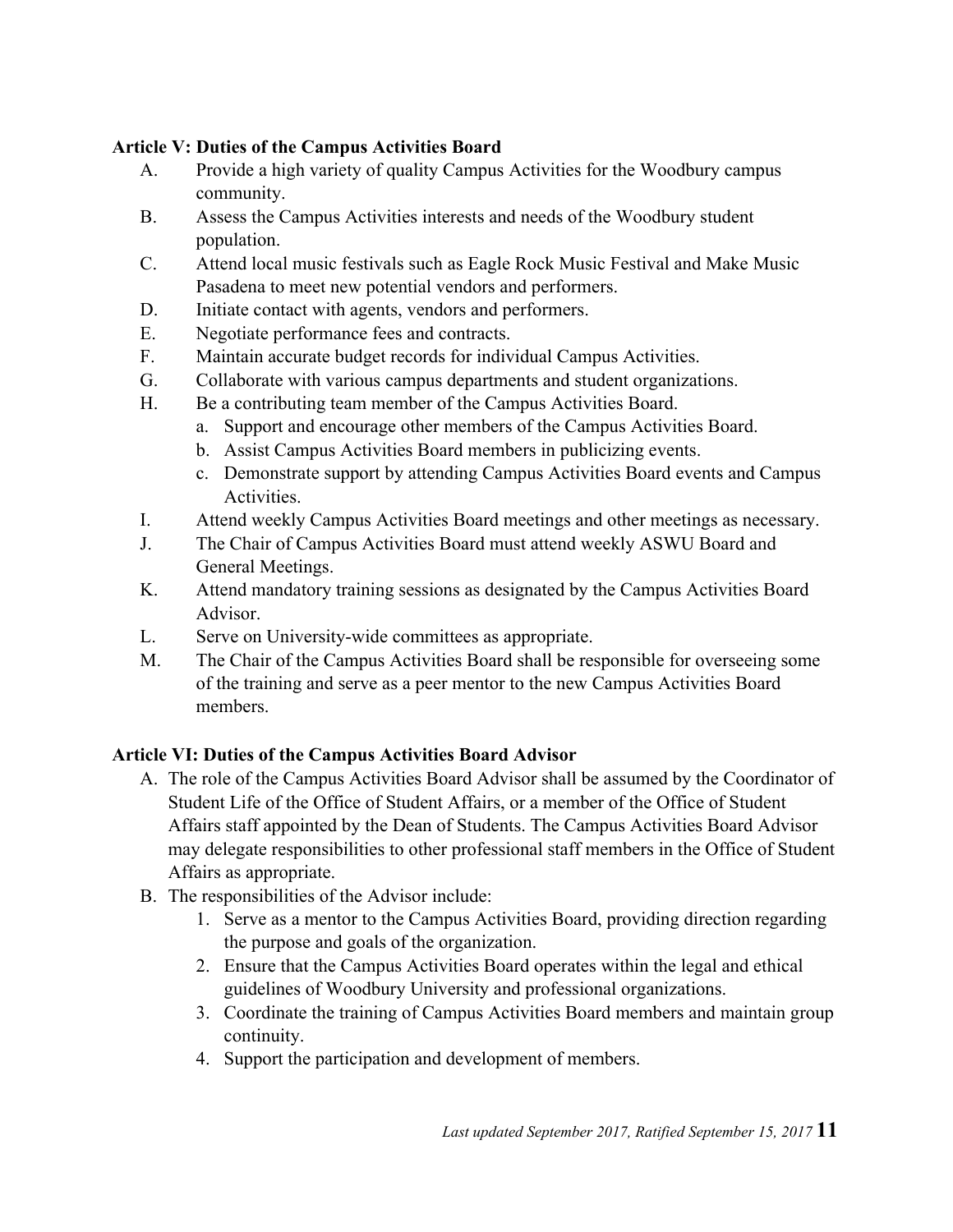**Article V: Duties of the Campus Activities Board**

A. Provide a high variety of quality Campus Activities for the Woodbury campus community.

B. Assess the Campus Activities interests and needs of the Woodbury student population.

C. Attend local music festivals such as Eagle Rock Music Festival and Make Music Pasadena to meet new potential vendors and performers.

D. Initiate contact with agents, vendors and performers.

E. Negotiate performance fees and contracts.

F. Maintain accurate budget records for individual Campus Activities.

G. Collaborate with various campus departments and student organizations.

H. Be a contributing team member of the Campus Activities Board.

   a. Support and encourage other members of the Campus Activities Board.

   b. Assist Campus Activities Board members in publicizing events.

   c. Demonstrate support by attending Campus Activities Board events and Campus Activities.

I. Attend weekly Campus Activities Board meetings and other meetings as necessary.

J. The Chair of Campus Activities Board must attend weekly ASWU Board and General Meetings.

K. Attend mandatory training sessions as designated by the Campus Activities Board Advisor.

L. Serve on University-wide committees as appropriate.

M. The Chair of the Campus Activities Board shall be responsible for overseeing some of the training and serve as a peer mentor to the new Campus Activities Board members.

**Article VI: Duties of the Campus Activities Board Advisor**

A. The role of the Campus Activities Board Advisor shall be assumed by the Coordinator of Student Life of the Office of Student Affairs, or a member of the Office of Student Affairs staff appointed by the Dean of Students. The Campus Activities Board Advisor may delegate responsibilities to other professional staff members in the Office of Student Affairs as appropriate.

B. The responsibilities of the Advisor include:

   1. Serve as a mentor to the Campus Activities Board, providing direction regarding the purpose and goals of the organization.
   2. Ensure that the Campus Activities Board operates within the legal and ethical guidelines of Woodbury University and professional organizations.
   3. Coordinate the training of Campus Activities Board members and maintain group continuity.
   4. Support the participation and development of members.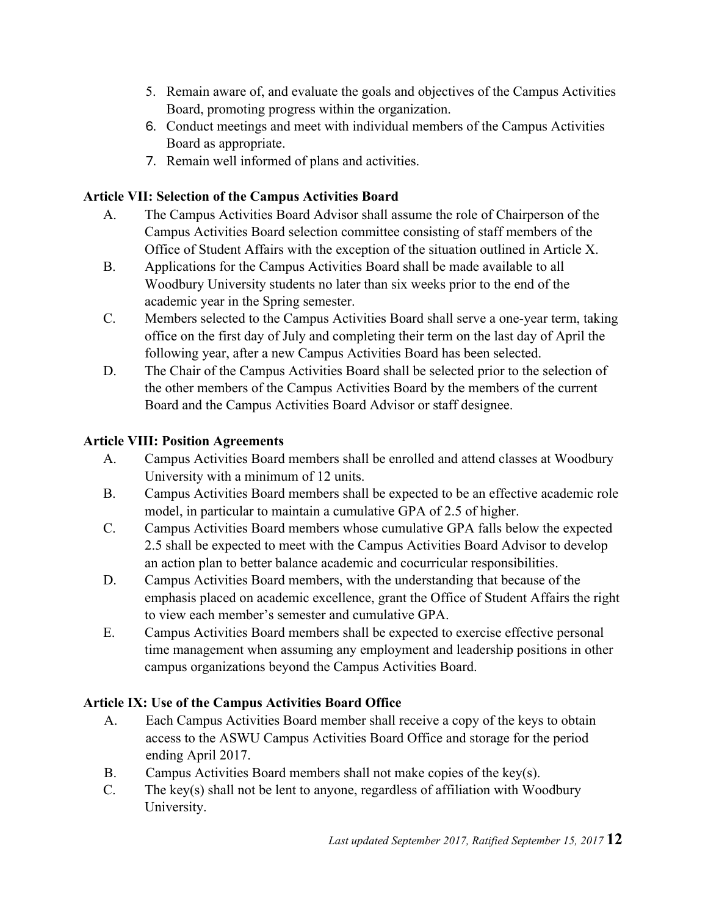5. Remain aware of, and evaluate the goals and objectives of the Campus Activities Board, promoting progress within the organization.
6. Conduct meetings and meet with individual members of the Campus Activities Board as appropriate.
7. Remain well informed of plans and activities.

**Article VII: Selection of the Campus Activities Board**

A. The Campus Activities Board Advisor shall assume the role of Chairperson of the Campus Activities Board selection committee consisting of staff members of the Office of Student Affairs with the exception of the situation outlined in Article X.

B. Applications for the Campus Activities Board shall be made available to all Woodbury University students no later than six weeks prior to the end of the academic year in the Spring semester.

C. Members selected to the Campus Activities Board shall serve a one-year term, taking office on the first day of July and completing their term on the last day of April the following year, after a new Campus Activities Board has been selected.

D. The Chair of the Campus Activities Board shall be selected prior to the selection of the other members of the Campus Activities Board by the members of the current Board and the Campus Activities Board Advisor or staff designee.

**Article VIII: Position Agreements**

A. Campus Activities Board members shall be enrolled and attend classes at Woodbury University with a minimum of 12 units.

B. Campus Activities Board members shall be expected to be an effective academic role model, in particular to maintain a cumulative GPA of 2.5 of higher.

C. Campus Activities Board members whose cumulative GPA falls below the expected 2.5 shall be expected to meet with the Campus Activities Board Advisor to develop an action plan to better balance academic and cocurricular responsibilities.

D. Campus Activities Board members, with the understanding that because of the emphasis placed on academic excellence, grant the Office of Student Affairs the right to view each member's semester and cumulative GPA.

E. Campus Activities Board members shall be expected to exercise effective personal time management when assuming any employment and leadership positions in other campus organizations beyond the Campus Activities Board.

**Article IX: Use of the Campus Activities Board Office**

A. Each Campus Activities Board member shall receive a copy of the keys to obtain access to the ASWU Campus Activities Board Office and storage for the period ending April 2017.

B. Campus Activities Board members shall not make copies of the key(s).

C. The key(s) shall not be lent to anyone, regardless of affiliation with Woodbury University.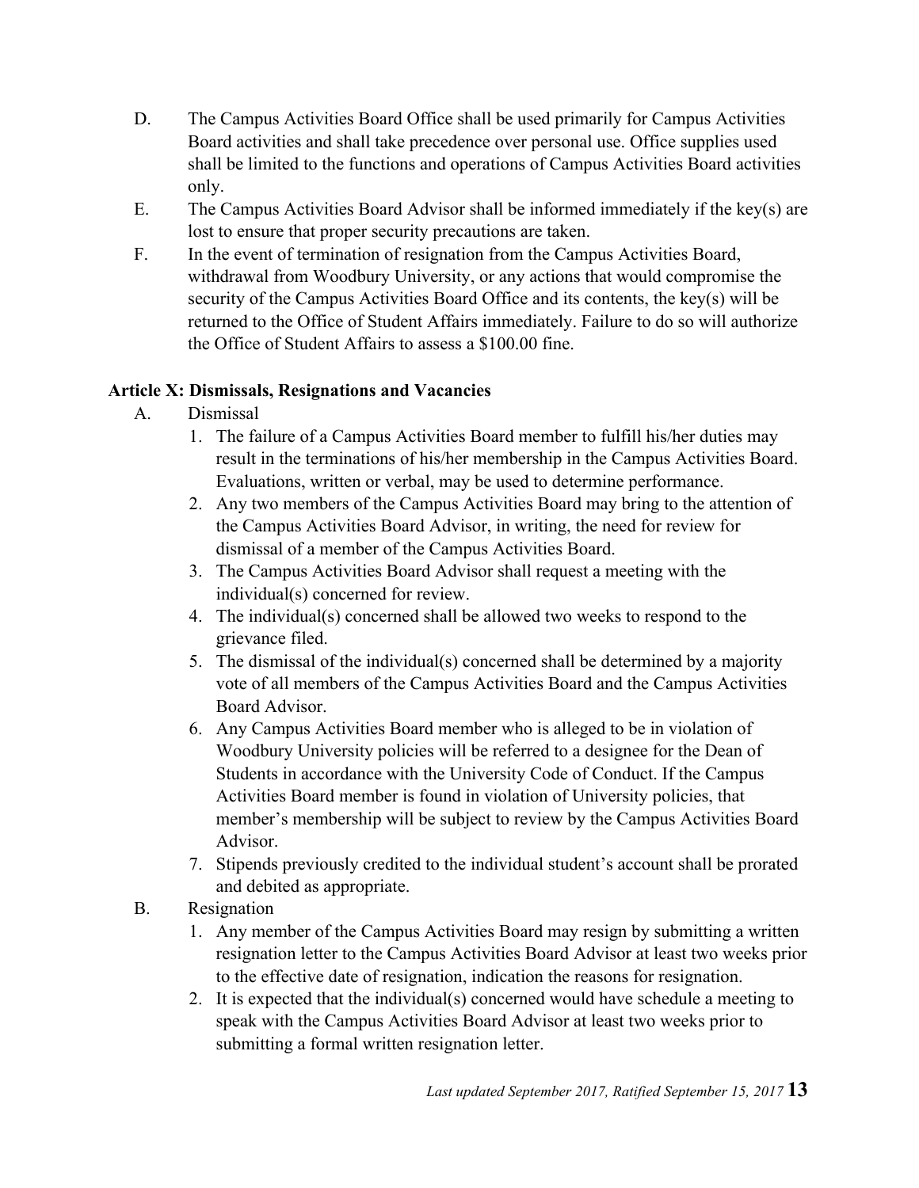D. The Campus Activities Board Office shall be used primarily for Campus Activities Board activities and shall take precedence over personal use. Office supplies used shall be limited to the functions and operations of Campus Activities Board activities only.

E. The Campus Activities Board Advisor shall be informed immediately if the key(s) are lost to ensure that proper security precautions are taken.

F. In the event of termination of resignation from the Campus Activities Board, withdrawal from Woodbury University, or any actions that would compromise the security of the Campus Activities Board Office and its contents, the key(s) will be returned to the Office of Student Affairs immediately. Failure to do so will authorize the Office of Student Affairs to assess a $100.00 fine.

### Article X: Dismissals, Resignations and Vacancies

A. Dismissal

1. The failure of a Campus Activities Board member to fulfill his/her duties may result in the terminations of his/her membership in the Campus Activities Board. Evaluations, written or verbal, may be used to determine performance.
2. Any two members of the Campus Activities Board may bring to the attention of the Campus Activities Board Advisor, in writing, the need for review for dismissal of a member of the Campus Activities Board.
3. The Campus Activities Board Advisor shall request a meeting with the individual(s) concerned for review.
4. The individual(s) concerned shall be allowed two weeks to respond to the grievance filed.
5. The dismissal of the individual(s) concerned shall be determined by a majority vote of all members of the Campus Activities Board and the Campus Activities Board Advisor.
6. Any Campus Activities Board member who is alleged to be in violation of Woodbury University policies will be referred to a designee for the Dean of Students in accordance with the University Code of Conduct. If the Campus Activities Board member is found in violation of University policies, that member's membership will be subject to review by the Campus Activities Board Advisor.
7. Stipends previously credited to the individual student's account shall be prorated and debited as appropriate.

B. Resignation

1. Any member of the Campus Activities Board may resign by submitting a written resignation letter to the Campus Activities Board Advisor at least two weeks prior to the effective date of resignation, indication the reasons for resignation.
2. It is expected that the individual(s) concerned would have schedule a meeting to speak with the Campus Activities Board Advisor at least two weeks prior to submitting a formal written resignation letter.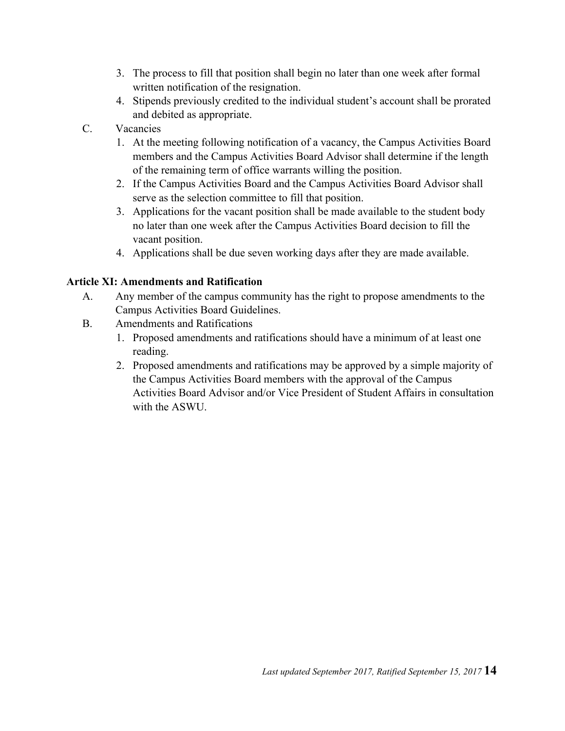3. The process to fill that position shall begin no later than one week after formal written notification of the resignation.
4. Stipends previously credited to the individual student's account shall be prorated and debited as appropriate.

C. Vacancies

1. At the meeting following notification of a vacancy, the Campus Activities Board members and the Campus Activities Board Advisor shall determine if the length of the remaining term of office warrants willing the position.
2. If the Campus Activities Board and the Campus Activities Board Advisor shall serve as the selection committee to fill that position.
3. Applications for the vacant position shall be made available to the student body no later than one week after the Campus Activities Board decision to fill the vacant position.
4. Applications shall be due seven working days after they are made available.

**Article XI: Amendments and Ratification**

A. Any member of the campus community has the right to propose amendments to the Campus Activities Board Guidelines.

B. Amendments and Ratifications

1. Proposed amendments and ratifications should have a minimum of at least one reading.
2. Proposed amendments and ratifications may be approved by a simple majority of the Campus Activities Board members with the approval of the Campus Activities Board Advisor and/or Vice President of Student Affairs in consultation with the ASWU.

*Last updated September 2017, Ratified September 15, 2017*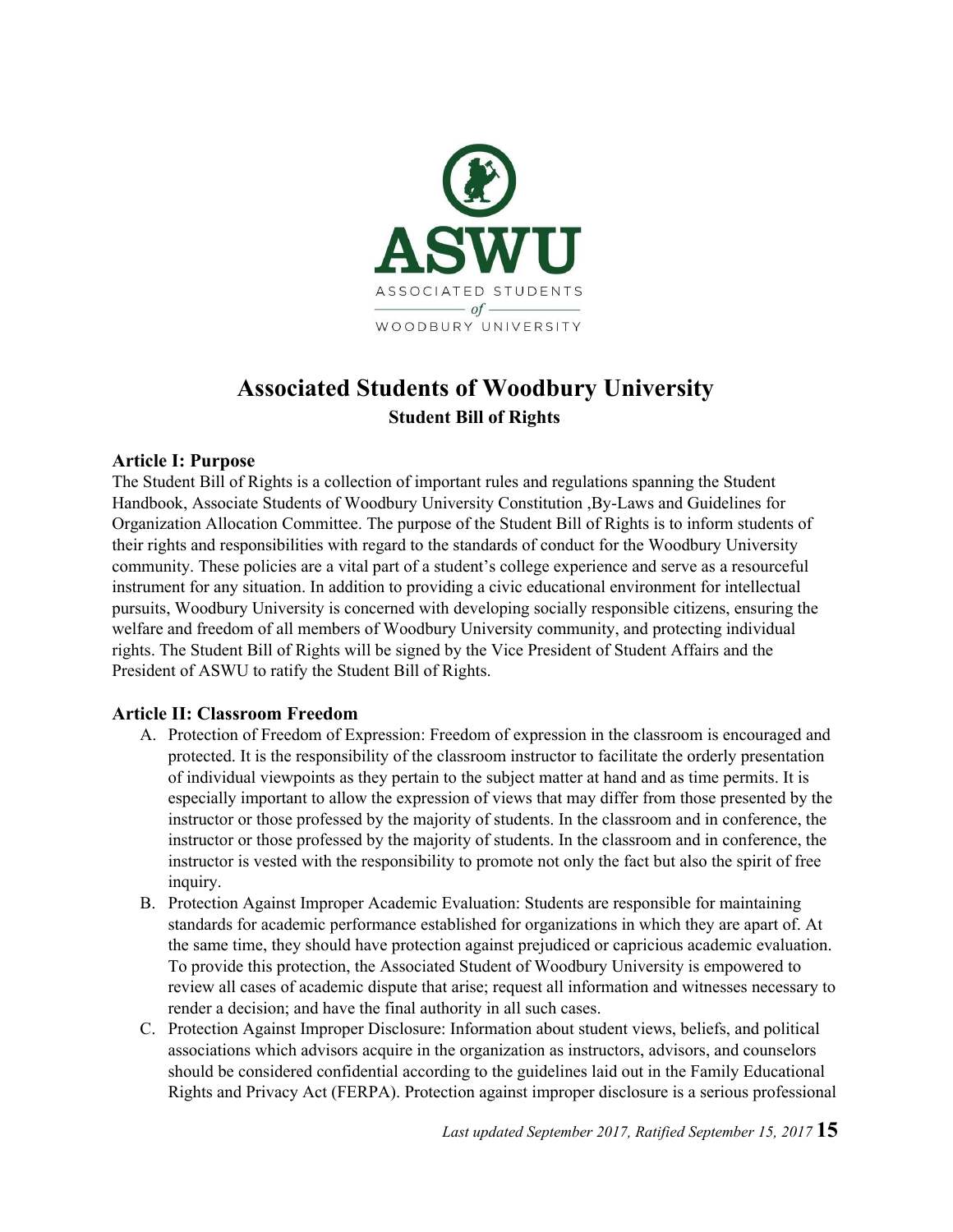ASWU

ASSOCIATED STUDENTS

*of*

WOODBURY UNIVERSITY

# Associated Students of Woodbury University

**Student Bill of Rights**

### Article I: Purpose

The Student Bill of Rights is a collection of important rules and regulations spanning the Student Handbook, Associate Students of Woodbury University Constitution ,By-Laws and Guidelines for Organization Allocation Committee. The purpose of the Student Bill of Rights is to inform students of their rights and responsibilities with regard to the standards of conduct for the Woodbury University community. These policies are a vital part of a student's college experience and serve as a resourceful instrument for any situation. In addition to providing a civic educational environment for intellectual pursuits, Woodbury University is concerned with developing socially responsible citizens, ensuring the welfare and freedom of all members of Woodbury University community, and protecting individual rights. The Student Bill of Rights will be signed by the Vice President of Student Affairs and the President of ASWU to ratify the Student Bill of Rights.

### Article II: Classroom Freedom

A. Protection of Freedom of Expression: Freedom of expression in the classroom is encouraged and protected. It is the responsibility of the classroom instructor to facilitate the orderly presentation of individual viewpoints as they pertain to the subject matter at hand and as time permits. It is especially important to allow the expression of views that may differ from those presented by the instructor or those professed by the majority of students. In the classroom and in conference, the instructor or those professed by the majority of students. In the classroom and in conference, the instructor is vested with the responsibility to promote not only the fact but also the spirit of free inquiry.

B. Protection Against Improper Academic Evaluation: Students are responsible for maintaining standards for academic performance established for organizations in which they are apart of. At the same time, they should have protection against prejudiced or capricious academic evaluation. To provide this protection, the Associated Student of Woodbury University is empowered to review all cases of academic dispute that arise; request all information and witnesses necessary to render a decision; and have the final authority in all such cases.

C. Protection Against Improper Disclosure: Information about student views, beliefs, and political associations which advisors acquire in the organization as instructors, advisors, and counselors should be considered confidential according to the guidelines laid out in the Family Educational Rights and Privacy Act (FERPA). Protection against improper disclosure is a serious professional

*Last updated September 2017, Ratified September 15, 2017*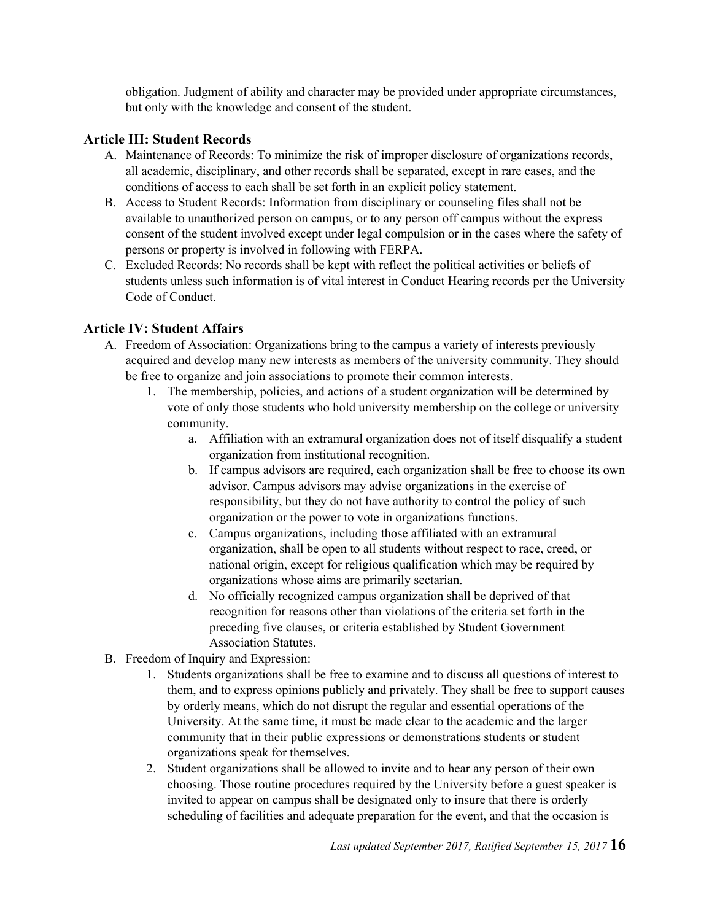obligation. Judgment of ability and character may be provided under appropriate circumstances, but only with the knowledge and consent of the student.

## Article III: Student Records

A. Maintenance of Records: To minimize the risk of improper disclosure of organizations records, all academic, disciplinary, and other records shall be separated, except in rare cases, and the conditions of access to each shall be set forth in an explicit policy statement.
B. Access to Student Records: Information from disciplinary or counseling files shall not be available to unauthorized person on campus, or to any person off campus without the express consent of the student involved except under legal compulsion or in the cases where the safety of persons or property is involved in following with FERPA.
C. Excluded Records: No records shall be kept with reflect the political activities or beliefs of students unless such information is of vital interest in Conduct Hearing records per the University Code of Conduct.

## Article IV: Student Affairs

A. Freedom of Association: Organizations bring to the campus a variety of interests previously acquired and develop many new interests as members of the university community. They should be free to organize and join associations to promote their common interests.
    1. The membership, policies, and actions of a student organization will be determined by vote of only those students who hold university membership on the college or university community.
        a. Affiliation with an extramural organization does not of itself disqualify a student organization from institutional recognition.
        b. If campus advisors are required, each organization shall be free to choose its own advisor. Campus advisors may advise organizations in the exercise of responsibility, but they do not have authority to control the policy of such organization or the power to vote in organizations functions.
        c. Campus organizations, including those affiliated with an extramural organization, shall be open to all students without respect to race, creed, or national origin, except for religious qualification which may be required by organizations whose aims are primarily sectarian.
        d. No officially recognized campus organization shall be deprived of that recognition for reasons other than violations of the criteria set forth in the preceding five clauses, or criteria established by Student Government Association Statutes.
B. Freedom of Inquiry and Expression:
    1. Students organizations shall be free to examine and to discuss all questions of interest to them, and to express opinions publicly and privately. They shall be free to support causes by orderly means, which do not disrupt the regular and essential operations of the University. At the same time, it must be made clear to the academic and the larger community that in their public expressions or demonstrations students or student organizations speak for themselves.
    2. Student organizations shall be allowed to invite and to hear any person of their own choosing. Those routine procedures required by the University before a guest speaker is invited to appear on campus shall be designated only to insure that there is orderly scheduling of facilities and adequate preparation for the event, and that the occasion is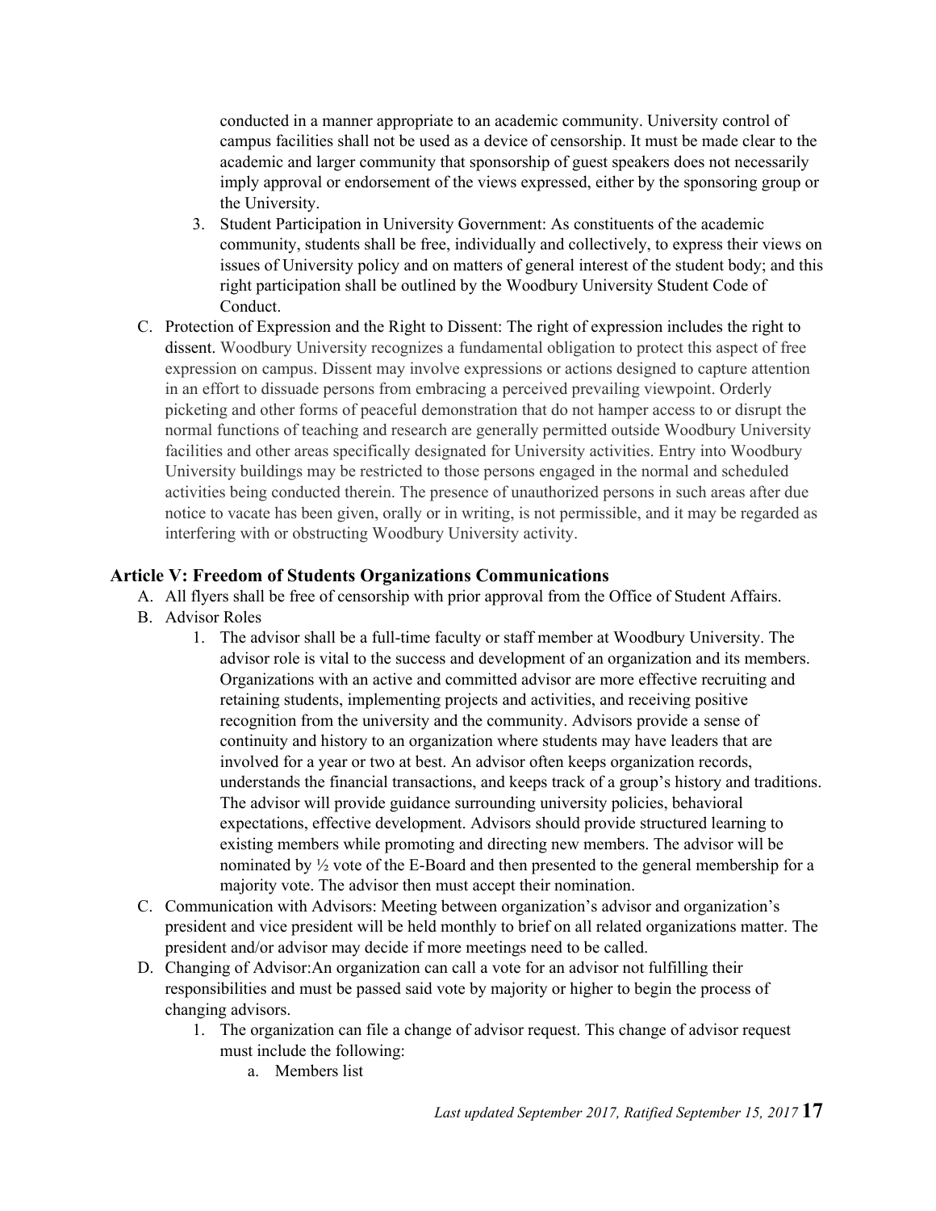conducted in a manner appropriate to an academic community. University control of campus facilities shall not be used as a device of censorship. It must be made clear to the academic and larger community that sponsorship of guest speakers does not necessarily imply approval or endorsement of the views expressed, either by the sponsoring group or the University.

3. Student Participation in University Government: As constituents of the academic community, students shall be free, individually and collectively, to express their views on issues of University policy and on matters of general interest of the student body; and this right participation shall be outlined by the Woodbury University Student Code of Conduct.

C. Protection of Expression and the Right to Dissent: The right of expression includes the right to dissent. Woodbury University recognizes a fundamental obligation to protect this aspect of free expression on campus. Dissent may involve expressions or actions designed to capture attention in an effort to dissuade persons from embracing a perceived prevailing viewpoint. Orderly picketing and other forms of peaceful demonstration that do not hamper access to or disrupt the normal functions of teaching and research are generally permitted outside Woodbury University facilities and other areas specifically designated for University activities. Entry into Woodbury University buildings may be restricted to those persons engaged in the normal and scheduled activities being conducted therein. The presence of unauthorized persons in such areas after due notice to vacate has been given, orally or in writing, is not permissible, and it may be regarded as interfering with or obstructing Woodbury University activity.

### Article V: Freedom of Students Organizations Communications

A. All flyers shall be free of censorship with prior approval from the Office of Student Affairs.

B. Advisor Roles

1. The advisor shall be a full-time faculty or staff member at Woodbury University. The advisor role is vital to the success and development of an organization and its members. Organizations with an active and committed advisor are more effective recruiting and retaining students, implementing projects and activities, and receiving positive recognition from the university and the community. Advisors provide a sense of continuity and history to an organization where students may have leaders that are involved for a year or two at best. An advisor often keeps organization records, understands the financial transactions, and keeps track of a group's history and traditions. The advisor will provide guidance surrounding university policies, behavioral expectations, effective development. Advisors should provide structured learning to existing members while promoting and directing new members. The advisor will be nominated by ½ vote of the E-Board and then presented to the general membership for a majority vote. The advisor then must accept their nomination.

C. Communication with Advisors: Meeting between organization's advisor and organization's president and vice president will be held monthly to brief on all related organizations matter. The president and/or advisor may decide if more meetings need to be called.

D. Changing of Advisor:An organization can call a vote for an advisor not fulfilling their responsibilities and must be passed said vote by majority or higher to begin the process of changing advisors.

1. The organization can file a change of advisor request. This change of advisor request must include the following:
   a. Members list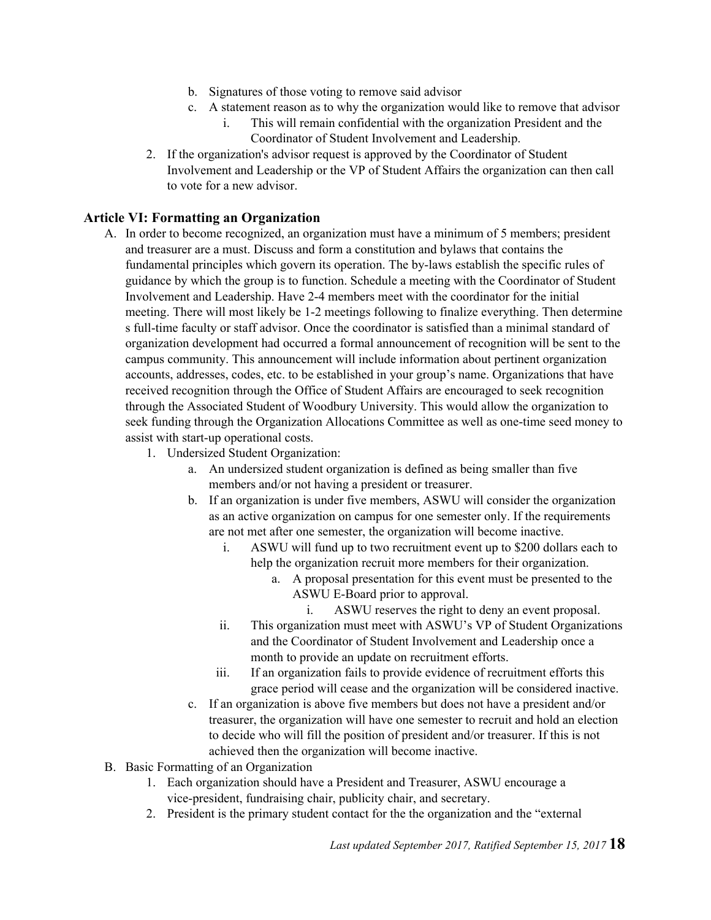b. Signatures of those voting to remove said advisor
   c. A statement reason as to why the organization would like to remove that advisor
      i. This will remain confidential with the organization President and the Coordinator of Student Involvement and Leadership.
2. If the organization's advisor request is approved by the Coordinator of Student Involvement and Leadership or the VP of Student Affairs the organization can then call to vote for a new advisor.

## Article VI: Formatting an Organization

A. In order to become recognized, an organization must have a minimum of 5 members; president and treasurer are a must. Discuss and form a constitution and bylaws that contains the fundamental principles which govern its operation. The by-laws establish the specific rules of guidance by which the group is to function. Schedule a meeting with the Coordinator of Student Involvement and Leadership. Have 2-4 members meet with the coordinator for the initial meeting. There will most likely be 1-2 meetings following to finalize everything. Then determine s full-time faculty or staff advisor. Once the coordinator is satisfied than a minimal standard of organization development had occurred a formal announcement of recognition will be sent to the campus community. This announcement will include information about pertinent organization accounts, addresses, codes, etc. to be established in your group's name. Organizations that have received recognition through the Office of Student Affairs are encouraged to seek recognition through the Associated Student of Woodbury University. This would allow the organization to seek funding through the Organization Allocations Committee as well as one-time seed money to assist with start-up operational costs.
   1. Undersized Student Organization:
      a. An undersized student organization is defined as being smaller than five members and/or not having a president or treasurer.
      b. If an organization is under five members, ASWU will consider the organization as an active organization on campus for one semester only. If the requirements are not met after one semester, the organization will become inactive.
         i. ASWU will fund up to two recruitment event up to $200 dollars each to help the organization recruit more members for their organization.
            a. A proposal presentation for this event must be presented to the ASWU E-Board prior to approval.
               i. ASWU reserves the right to deny an event proposal.
         ii. This organization must meet with ASWU's VP of Student Organizations and the Coordinator of Student Involvement and Leadership once a month to provide an update on recruitment efforts.
         iii. If an organization fails to provide evidence of recruitment efforts this grace period will cease and the organization will be considered inactive.
      c. If an organization is above five members but does not have a president and/or treasurer, the organization will have one semester to recruit and hold an election to decide who will fill the position of president and/or treasurer. If this is not achieved then the organization will become inactive.

B. Basic Formatting of an Organization
   1. Each organization should have a President and Treasurer, ASWU encourage a vice-president, fundraising chair, publicity chair, and secretary.
   2. President is the primary student contact for the the organization and the "external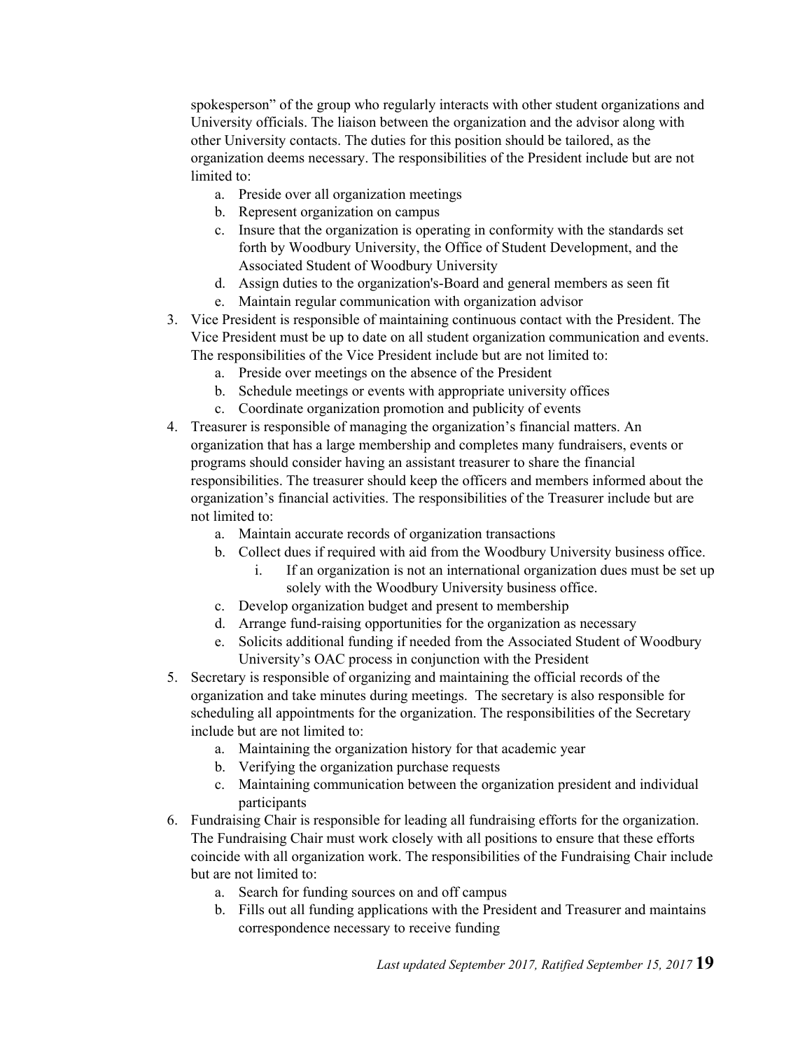spokesperson" of the group who regularly interacts with other student organizations and University officials. The liaison between the organization and the advisor along with other University contacts. The duties for this position should be tailored, as the organization deems necessary. The responsibilities of the President include but are not limited to:

   a. Preside over all organization meetings
   b. Represent organization on campus
   c. Insure that the organization is operating in conformity with the standards set forth by Woodbury University, the Office of Student Development, and the Associated Student of Woodbury University
   d. Assign duties to the organization's-Board and general members as seen fit
   e. Maintain regular communication with organization advisor

3. Vice President is responsible of maintaining continuous contact with the President. The Vice President must be up to date on all student organization communication and events. The responsibilities of the Vice President include but are not limited to:
   a. Preside over meetings on the absence of the President
   b. Schedule meetings or events with appropriate university offices
   c. Coordinate organization promotion and publicity of events
4. Treasurer is responsible of managing the organization's financial matters. An organization that has a large membership and completes many fundraisers, events or programs should consider having an assistant treasurer to share the financial responsibilities. The treasurer should keep the officers and members informed about the organization's financial activities. The responsibilities of the Treasurer include but are not limited to:
   a. Maintain accurate records of organization transactions
   b. Collect dues if required with aid from the Woodbury University business office.
      i. If an organization is not an international organization dues must be set up solely with the Woodbury University business office.
   c. Develop organization budget and present to membership
   d. Arrange fund-raising opportunities for the organization as necessary
   e. Solicits additional funding if needed from the Associated Student of Woodbury University's OAC process in conjunction with the President
5. Secretary is responsible of organizing and maintaining the official records of the organization and take minutes during meetings. The secretary is also responsible for scheduling all appointments for the organization. The responsibilities of the Secretary include but are not limited to:
   a. Maintaining the organization history for that academic year
   b. Verifying the organization purchase requests
   c. Maintaining communication between the organization president and individual participants
6. Fundraising Chair is responsible for leading all fundraising efforts for the organization. The Fundraising Chair must work closely with all positions to ensure that these efforts coincide with all organization work. The responsibilities of the Fundraising Chair include but are not limited to:
   a. Search for funding sources on and off campus
   b. Fills out all funding applications with the President and Treasurer and maintains correspondence necessary to receive funding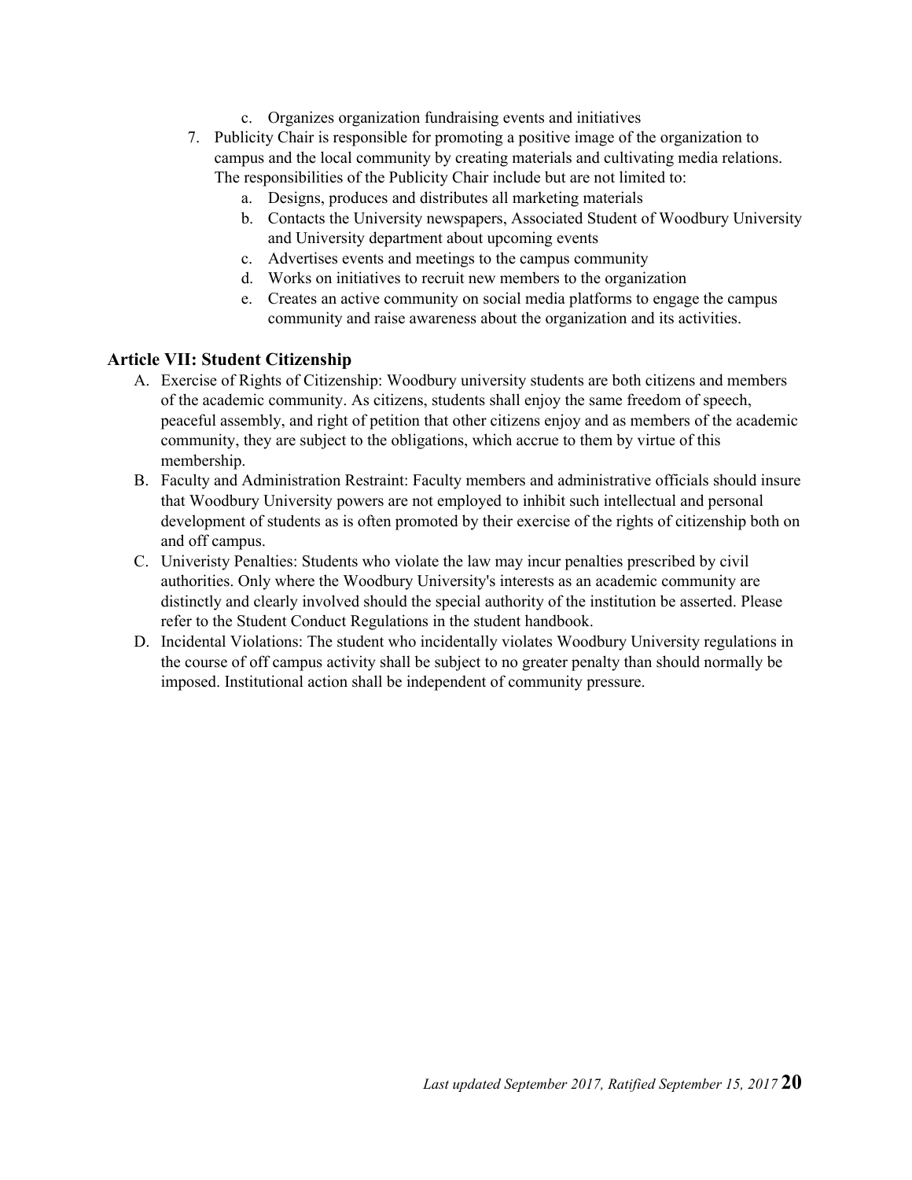c. Organizes organization fundraising events and initiatives

7. Publicity Chair is responsible for promoting a positive image of the organization to campus and the local community by creating materials and cultivating media relations. The responsibilities of the Publicity Chair include but are not limited to:
   a. Designs, produces and distributes all marketing materials
   b. Contacts the University newspapers, Associated Student of Woodbury University and University department about upcoming events
   c. Advertises events and meetings to the campus community
   d. Works on initiatives to recruit new members to the organization
   e. Creates an active community on social media platforms to engage the campus community and raise awareness about the organization and its activities.

### Article VII: Student Citizenship

A. Exercise of Rights of Citizenship: Woodbury university students are both citizens and members of the academic community. As citizens, students shall enjoy the same freedom of speech, peaceful assembly, and right of petition that other citizens enjoy and as members of the academic community, they are subject to the obligations, which accrue to them by virtue of this membership.

B. Faculty and Administration Restraint: Faculty members and administrative officials should insure that Woodbury University powers are not employed to inhibit such intellectual and personal development of students as is often promoted by their exercise of the rights of citizenship both on and off campus.

C. Univeristy Penalties: Students who violate the law may incur penalties prescribed by civil authorities. Only where the Woodbury University's interests as an academic community are distinctly and clearly involved should the special authority of the institution be asserted. Please refer to the Student Conduct Regulations in the student handbook.

D. Incidental Violations: The student who incidentally violates Woodbury University regulations in the course of off campus activity shall be subject to no greater penalty than should normally be imposed. Institutional action shall be independent of community pressure.

*Last updated September 2017, Ratified September 15, 2017*